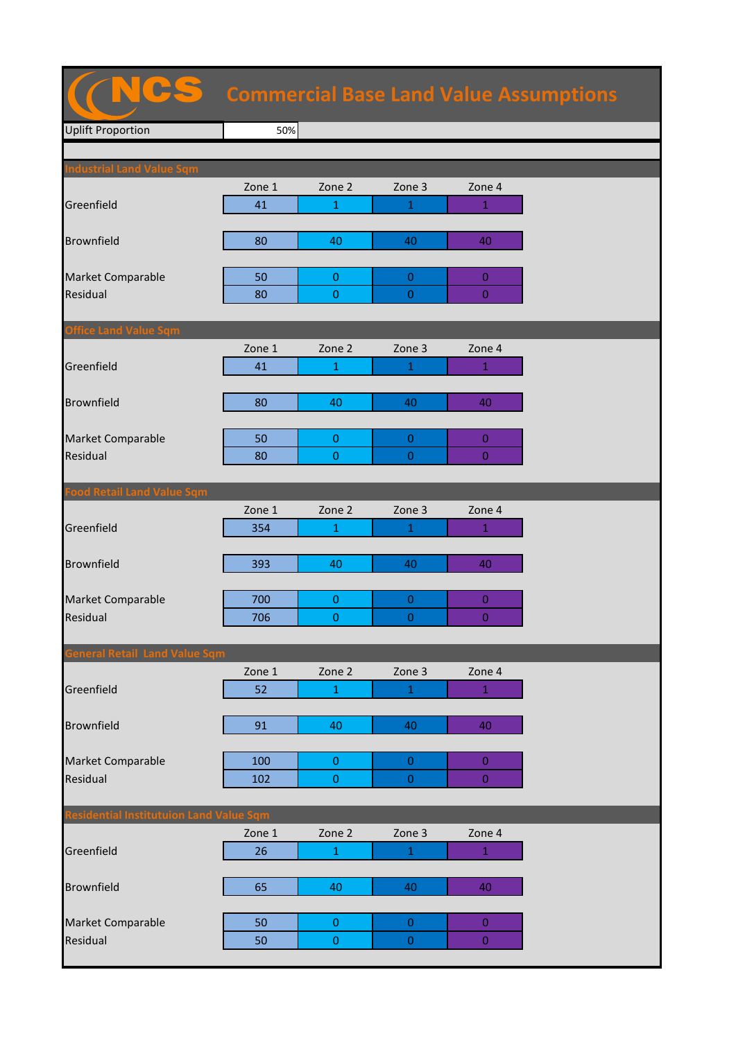# NCS Commercial Base Land Value Assumptions

| Uplift Proportion | 50% |
|---|---|

## Industrial Land Value Sqm

| | Zone 1 | Zone 2 | Zone 3 | Zone 4 |
|---|---|---|---|---|
| Greenfield | 41 | 1 | 1 | 1 |
| Brownfield | 80 | 40 | 40 | 40 |
| Market Comparable | 50 | 0 | 0 | 0 |
| Residual | 80 | 0 | 0 | 0 |

## Office Land Value Sqm

| | Zone 1 | Zone 2 | Zone 3 | Zone 4 |
|---|---|---|---|---|
| Greenfield | 41 | 1 | 1 | 1 |
| Brownfield | 80 | 40 | 40 | 40 |
| Market Comparable | 50 | 0 | 0 | 0 |
| Residual | 80 | 0 | 0 | 0 |

## Food Retail Land Value Sqm

| | Zone 1 | Zone 2 | Zone 3 | Zone 4 |
|---|---|---|---|---|
| Greenfield | 354 | 1 | 1 | 1 |
| Brownfield | 393 | 40 | 40 | 40 |
| Market Comparable | 700 | 0 | 0 | 0 |
| Residual | 706 | 0 | 0 | 0 |

## General Retail Land Value Sqm

| | Zone 1 | Zone 2 | Zone 3 | Zone 4 |
|---|---|---|---|---|
| Greenfield | 52 | 1 | 1 | 1 |
| Brownfield | 91 | 40 | 40 | 40 |
| Market Comparable | 100 | 0 | 0 | 0 |
| Residual | 102 | 0 | 0 | 0 |

## Residential Institutuion Land Value Sqm

| | Zone 1 | Zone 2 | Zone 3 | Zone 4 |
|---|---|---|---|---|
| Greenfield | 26 | 1 | 1 | 1 |
| Brownfield | 65 | 40 | 40 | 40 |
| Market Comparable | 50 | 0 | 0 | 0 |
| Residual | 50 | 0 | 0 | 0 |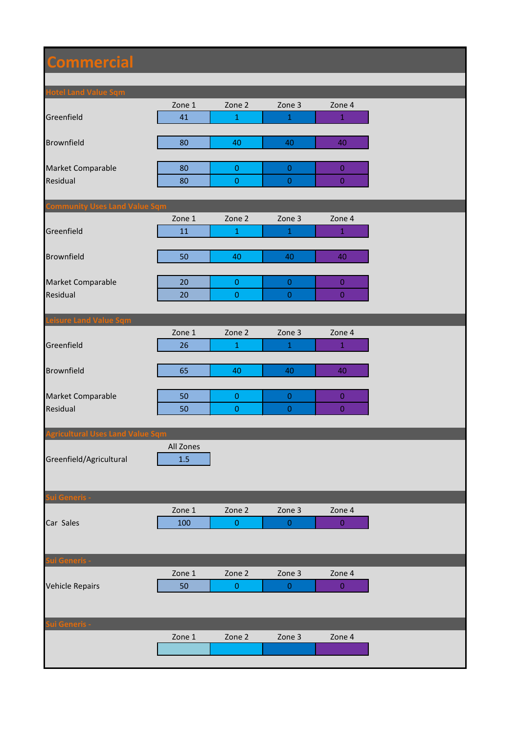# Commercial

## Hotel Land Value Sqm

| | Zone 1 | Zone 2 | Zone 3 | Zone 4 |
|---|---|---|---|---|
| Greenfield | 41 | 1 | 1 | 1 |
| Brownfield | 80 | 40 | 40 | 40 |
| Market Comparable | 80 | 0 | 0 | 0 |
| Residual | 80 | 0 | 0 | 0 |

## Community Uses Land Value Sqm

| | Zone 1 | Zone 2 | Zone 3 | Zone 4 |
|---|---|---|---|---|
| Greenfield | 11 | 1 | 1 | 1 |
| Brownfield | 50 | 40 | 40 | 40 |
| Market Comparable | 20 | 0 | 0 | 0 |
| Residual | 20 | 0 | 0 | 0 |

## Leisure Land Value Sqm

| | Zone 1 | Zone 2 | Zone 3 | Zone 4 |
|---|---|---|---|---|
| Greenfield | 26 | 1 | 1 | 1 |
| Brownfield | 65 | 40 | 40 | 40 |
| Market Comparable | 50 | 0 | 0 | 0 |
| Residual | 50 | 0 | 0 | 0 |

## Agricultural Uses Land Value Sqm

| | All Zones |
|---|---|
| Greenfield/Agricultural | 1.5 |

## Sui Generis -

| | Zone 1 | Zone 2 | Zone 3 | Zone 4 |
|---|---|---|---|---|
| Car Sales | 100 | 0 | 0 | 0 |

## Sui Generis -

| | Zone 1 | Zone 2 | Zone 3 | Zone 4 |
|---|---|---|---|---|
| Vehicle Repairs | 50 | 0 | 0 | 0 |

## Sui Generis -

| | Zone 1 | Zone 2 | Zone 3 | Zone 4 |
|---|---|---|---|---|
| | | | | |